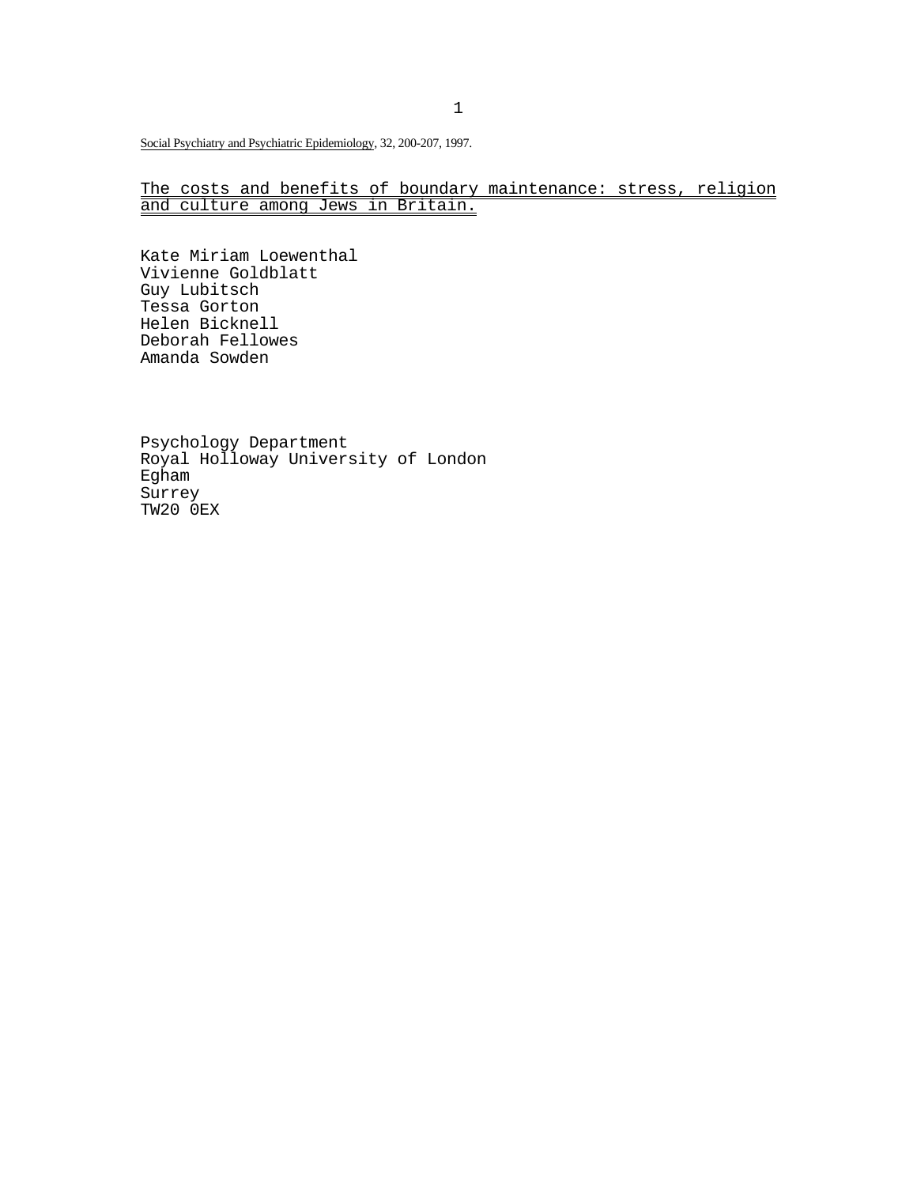Social Psychiatry and Psychiatric Epidemiology, 32, 200-207, 1997.

# The costs and benefits of boundary maintenance: stress, religion and culture among Jews in Britain.

Kate Miriam Loewenthal
Vivienne Goldblatt
Guy Lubitsch
Tessa Gorton
Helen Bicknell
Deborah Fellowes
Amanda Sowden

Psychology Department
Royal Holloway University of London
Egham
Surrey
TW20 0EX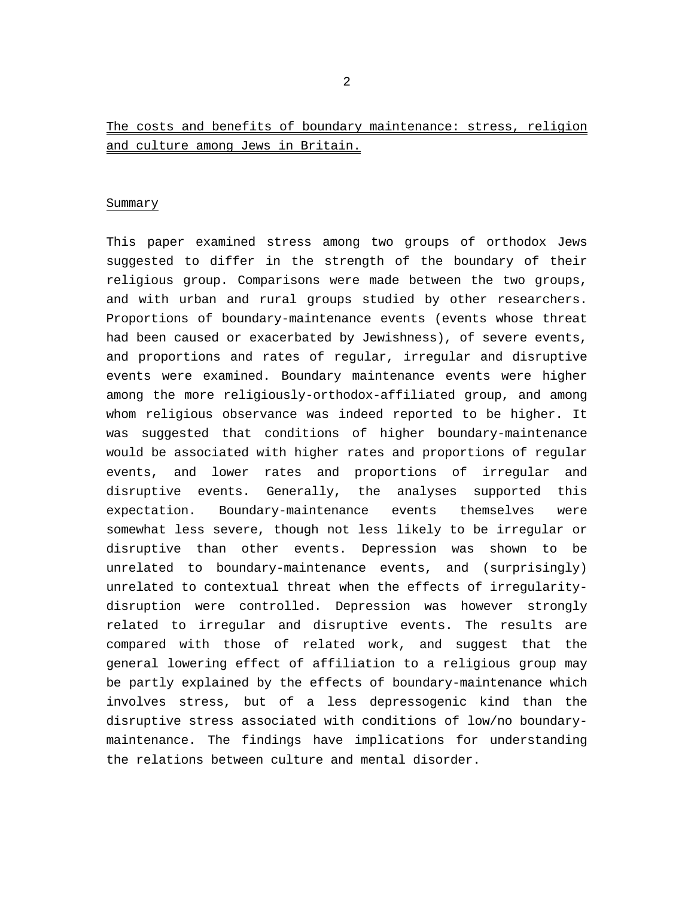# The costs and benefits of boundary maintenance: stress, religion and culture among Jews in Britain.

## Summary

This paper examined stress among two groups of orthodox Jews suggested to differ in the strength of the boundary of their religious group. Comparisons were made between the two groups, and with urban and rural groups studied by other researchers. Proportions of boundary-maintenance events (events whose threat had been caused or exacerbated by Jewishness), of severe events, and proportions and rates of regular, irregular and disruptive events were examined. Boundary maintenance events were higher among the more religiously-orthodox-affiliated group, and among whom religious observance was indeed reported to be higher. It was suggested that conditions of higher boundary-maintenance would be associated with higher rates and proportions of regular events, and lower rates and proportions of irregular and disruptive events. Generally, the analyses supported this expectation. Boundary-maintenance events themselves were somewhat less severe, though not less likely to be irregular or disruptive than other events. Depression was shown to be unrelated to boundary-maintenance events, and (surprisingly) unrelated to contextual threat when the effects of irregularity-disruption were controlled. Depression was however strongly related to irregular and disruptive events. The results are compared with those of related work, and suggest that the general lowering effect of affiliation to a religious group may be partly explained by the effects of boundary-maintenance which involves stress, but of a less depressogenic kind than the disruptive stress associated with conditions of low/no boundary-maintenance. The findings have implications for understanding the relations between culture and mental disorder.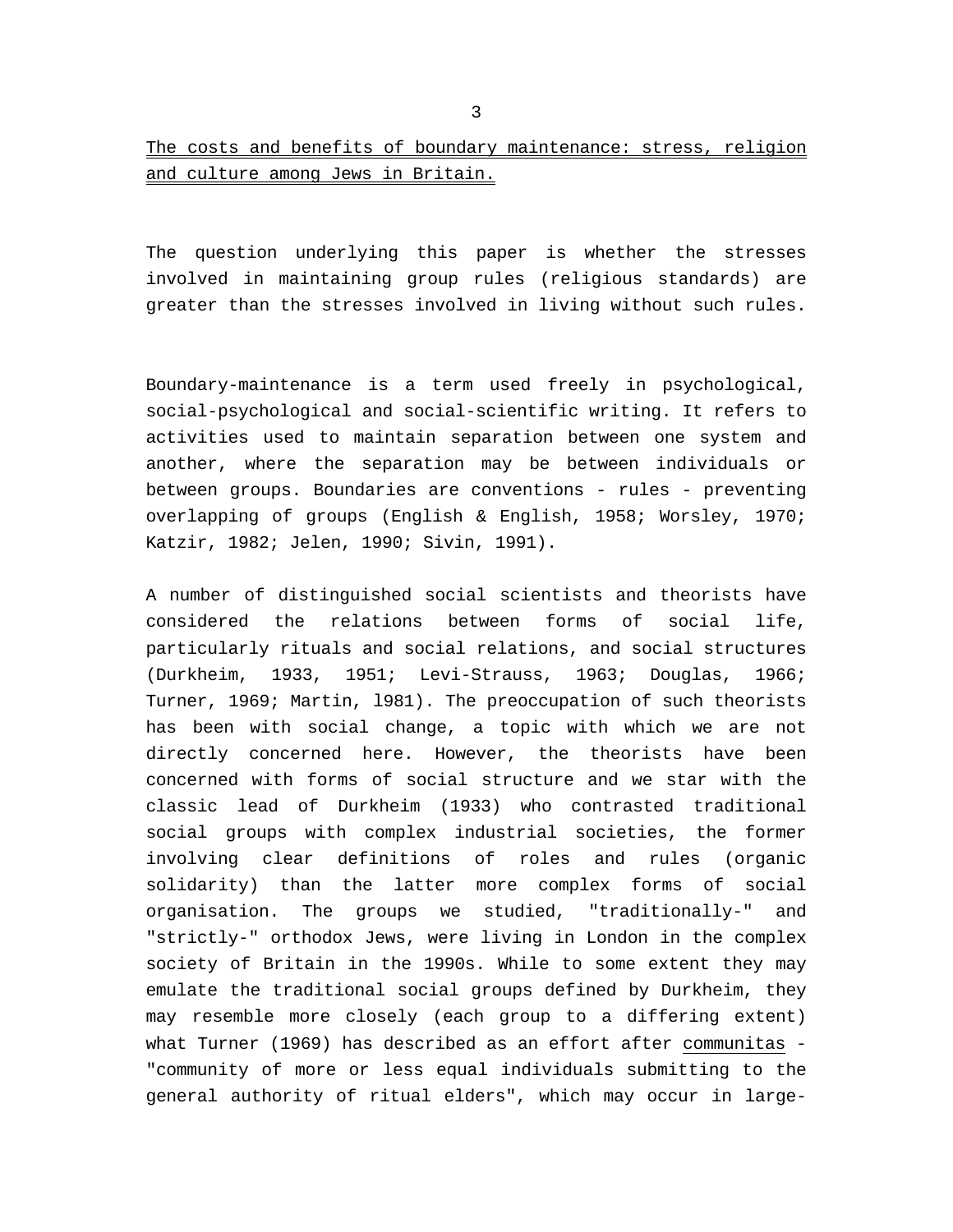## The costs and benefits of boundary maintenance: stress, religion and culture among Jews in Britain.

The question underlying this paper is whether the stresses involved in maintaining group rules (religious standards) are greater than the stresses involved in living without such rules.

Boundary-maintenance is a term used freely in psychological, social-psychological and social-scientific writing. It refers to activities used to maintain separation between one system and another, where the separation may be between individuals or between groups. Boundaries are conventions - rules - preventing overlapping of groups (English & English, 1958; Worsley, 1970; Katzir, 1982; Jelen, 1990; Sivin, 1991).

A number of distinguished social scientists and theorists have considered the relations between forms of social life, particularly rituals and social relations, and social structures (Durkheim, 1933, 1951; Levi-Strauss, 1963; Douglas, 1966; Turner, 1969; Martin, l981). The preoccupation of such theorists has been with social change, a topic with which we are not directly concerned here. However, the theorists have been concerned with forms of social structure and we star with the classic lead of Durkheim (1933) who contrasted traditional social groups with complex industrial societies, the former involving clear definitions of roles and rules (organic solidarity) than the latter more complex forms of social organisation. The groups we studied, "traditionally-" and "strictly-" orthodox Jews, were living in London in the complex society of Britain in the 1990s. While to some extent they may emulate the traditional social groups defined by Durkheim, they may resemble more closely (each group to a differing extent) what Turner (1969) has described as an effort after _communitas_ - "community of more or less equal individuals submitting to the general authority of ritual elders", which may occur in large-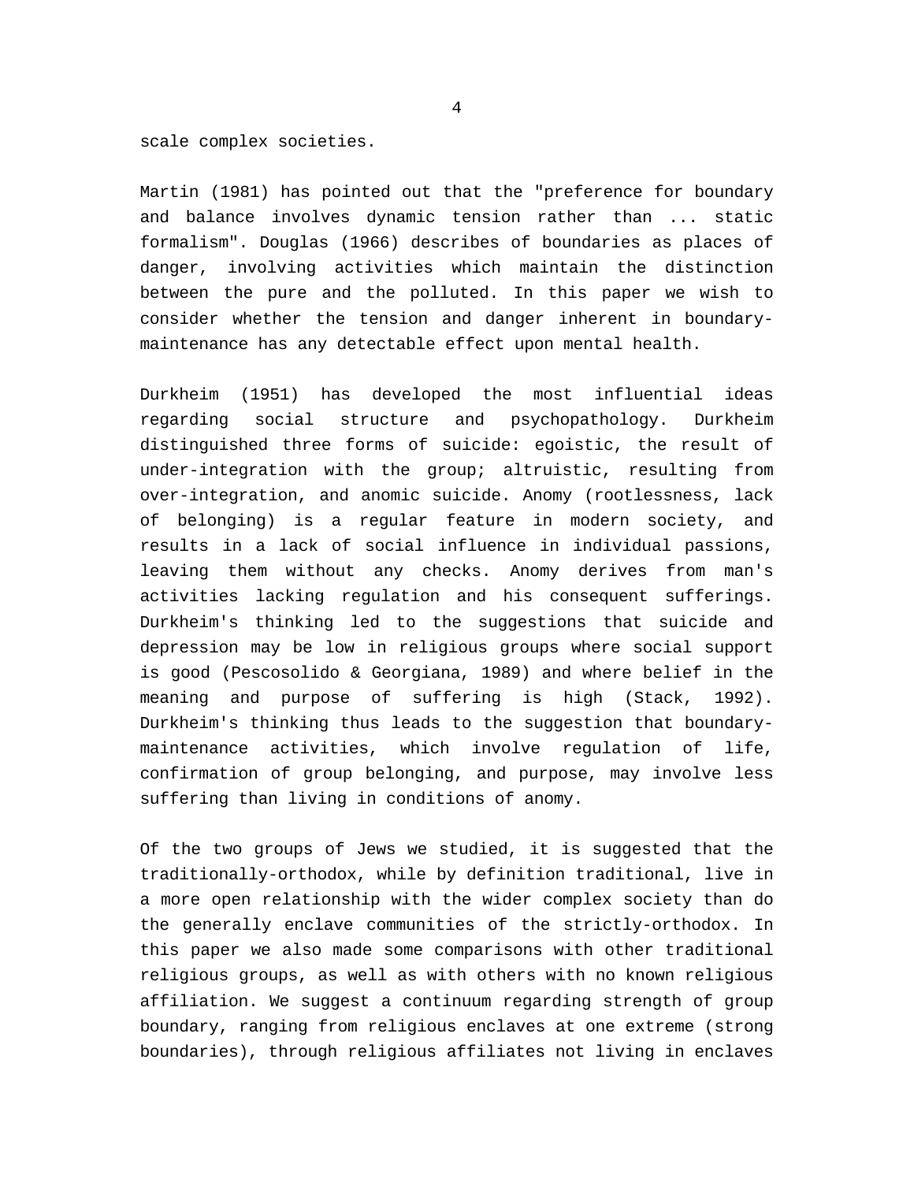scale complex societies.

Martin (1981) has pointed out that the "preference for boundary and balance involves dynamic tension rather than ... static formalism". Douglas (1966) describes of boundaries as places of danger, involving activities which maintain the distinction between the pure and the polluted. In this paper we wish to consider whether the tension and danger inherent in boundary-maintenance has any detectable effect upon mental health.

Durkheim (1951) has developed the most influential ideas regarding social structure and psychopathology. Durkheim distinguished three forms of suicide: egoistic, the result of under-integration with the group; altruistic, resulting from over-integration, and anomic suicide. Anomy (rootlessness, lack of belonging) is a regular feature in modern society, and results in a lack of social influence in individual passions, leaving them without any checks. Anomy derives from man's activities lacking regulation and his consequent sufferings. Durkheim's thinking led to the suggestions that suicide and depression may be low in religious groups where social support is good (Pescosolido & Georgiana, 1989) and where belief in the meaning and purpose of suffering is high (Stack, 1992). Durkheim's thinking thus leads to the suggestion that boundary-maintenance activities, which involve regulation of life, confirmation of group belonging, and purpose, may involve less suffering than living in conditions of anomy.

Of the two groups of Jews we studied, it is suggested that the traditionally-orthodox, while by definition traditional, live in a more open relationship with the wider complex society than do the generally enclave communities of the strictly-orthodox. In this paper we also made some comparisons with other traditional religious groups, as well as with others with no known religious affiliation. We suggest a continuum regarding strength of group boundary, ranging from religious enclaves at one extreme (strong boundaries), through religious affiliates not living in enclaves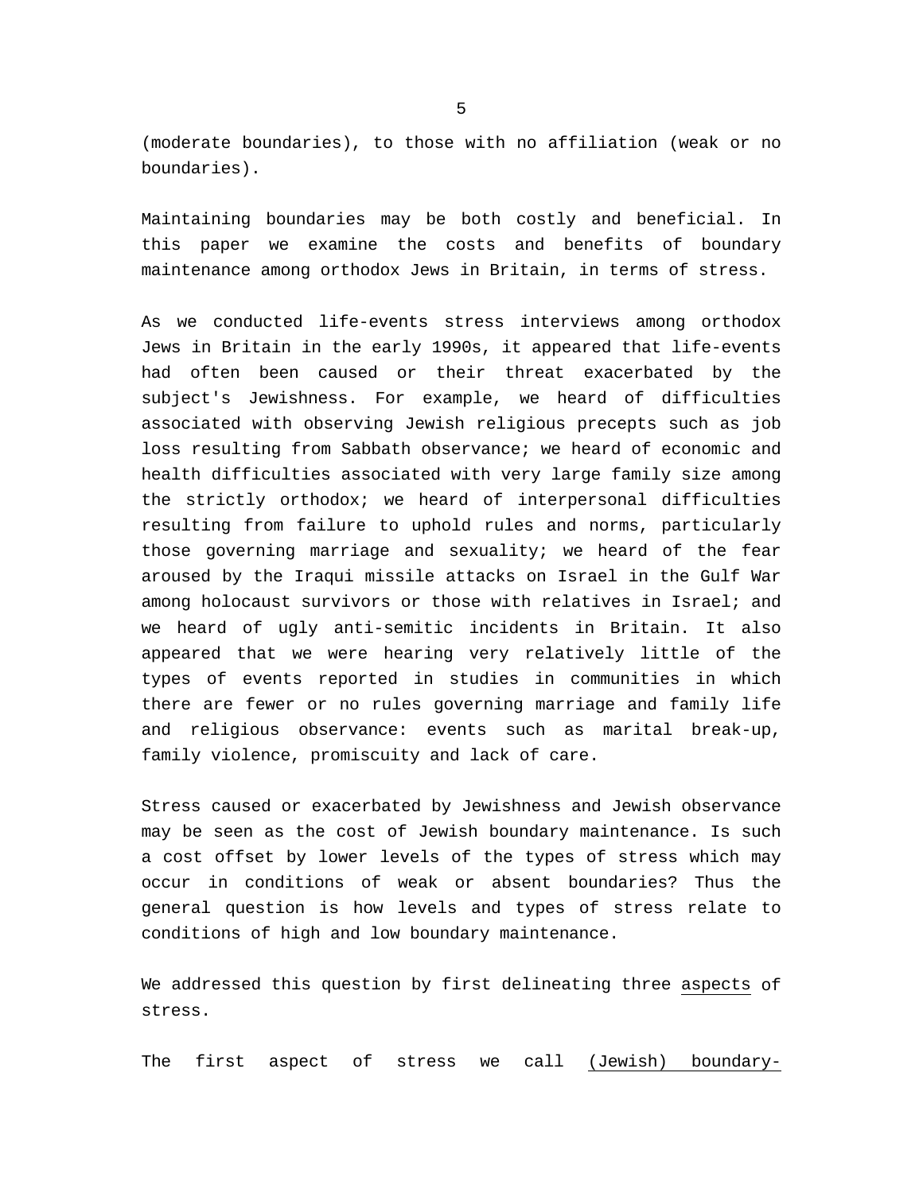(moderate boundaries), to those with no affiliation (weak or no boundaries).

Maintaining boundaries may be both costly and beneficial. In this paper we examine the costs and benefits of boundary maintenance among orthodox Jews in Britain, in terms of stress.

As we conducted life-events stress interviews among orthodox Jews in Britain in the early 1990s, it appeared that life-events had often been caused or their threat exacerbated by the subject's Jewishness. For example, we heard of difficulties associated with observing Jewish religious precepts such as job loss resulting from Sabbath observance; we heard of economic and health difficulties associated with very large family size among the strictly orthodox; we heard of interpersonal difficulties resulting from failure to uphold rules and norms, particularly those governing marriage and sexuality; we heard of the fear aroused by the Iraqui missile attacks on Israel in the Gulf War among holocaust survivors or those with relatives in Israel; and we heard of ugly anti-semitic incidents in Britain. It also appeared that we were hearing very relatively little of the types of events reported in studies in communities in which there are fewer or no rules governing marriage and family life and religious observance: events such as marital break-up, family violence, promiscuity and lack of care.

Stress caused or exacerbated by Jewishness and Jewish observance may be seen as the cost of Jewish boundary maintenance. Is such a cost offset by lower levels of the types of stress which may occur in conditions of weak or absent boundaries? Thus the general question is how levels and types of stress relate to conditions of high and low boundary maintenance.

We addressed this question by first delineating three <u>aspects</u> of stress.

The first aspect of stress we call <u>(Jewish) boundary-</u>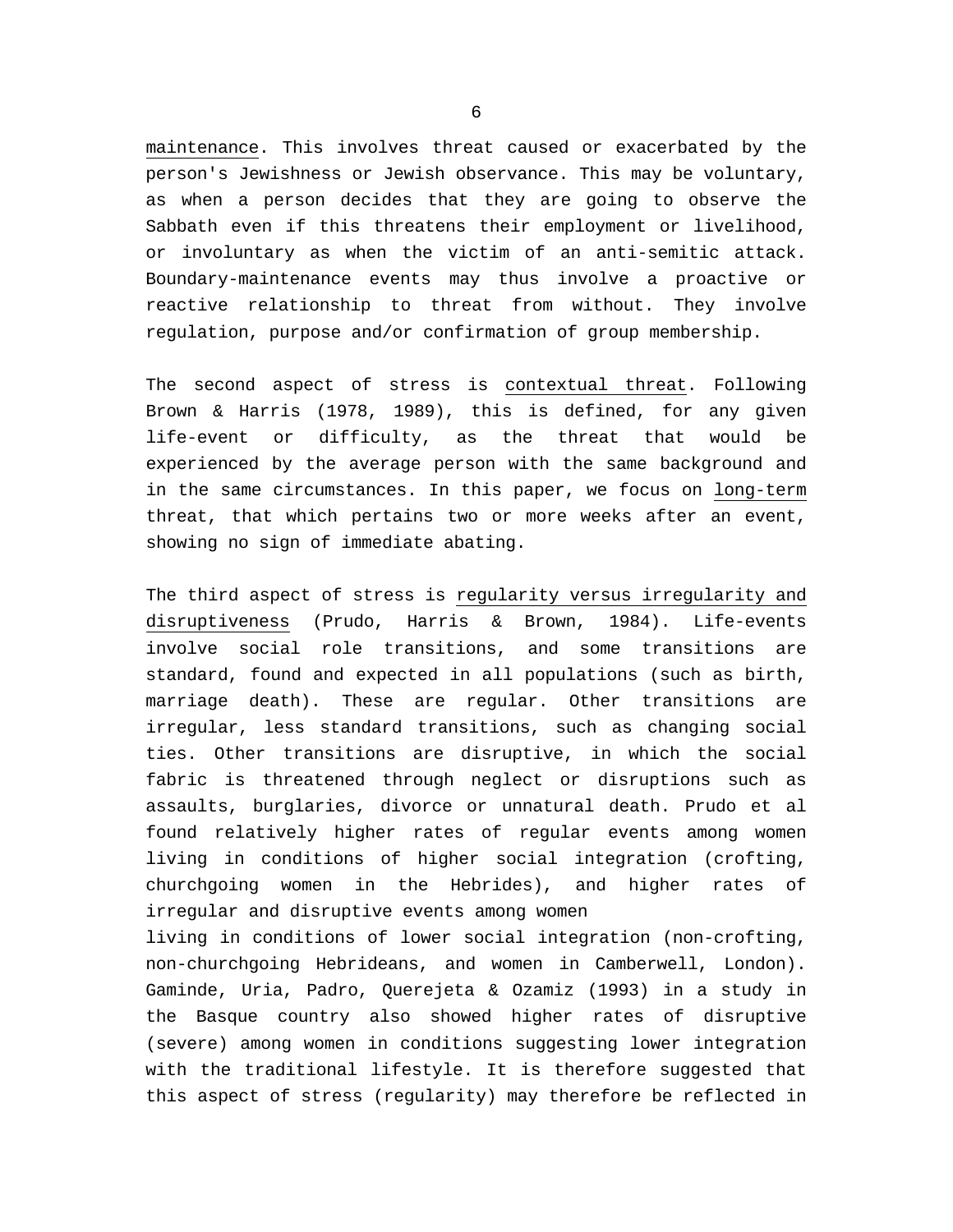maintenance. This involves threat caused or exacerbated by the person's Jewishness or Jewish observance. This may be voluntary, as when a person decides that they are going to observe the Sabbath even if this threatens their employment or livelihood, or involuntary as when the victim of an anti-semitic attack. Boundary-maintenance events may thus involve a proactive or reactive relationship to threat from without. They involve regulation, purpose and/or confirmation of group membership.

The second aspect of stress is contextual threat. Following Brown & Harris (1978, 1989), this is defined, for any given life-event or difficulty, as the threat that would be experienced by the average person with the same background and in the same circumstances. In this paper, we focus on long-term threat, that which pertains two or more weeks after an event, showing no sign of immediate abating.

The third aspect of stress is regularity versus irregularity and disruptiveness (Prudo, Harris & Brown, 1984). Life-events involve social role transitions, and some transitions are standard, found and expected in all populations (such as birth, marriage death). These are regular. Other transitions are irregular, less standard transitions, such as changing social ties. Other transitions are disruptive, in which the social fabric is threatened through neglect or disruptions such as assaults, burglaries, divorce or unnatural death. Prudo et al found relatively higher rates of regular events among women living in conditions of higher social integration (crofting, churchgoing women in the Hebrides), and higher rates of irregular and disruptive events among women living in conditions of lower social integration (non-crofting, non-churchgoing Hebrideans, and women in Camberwell, London). Gaminde, Uria, Padro, Querejeta & Ozamiz (1993) in a study in the Basque country also showed higher rates of disruptive (severe) among women in conditions suggesting lower integration with the traditional lifestyle. It is therefore suggested that this aspect of stress (regularity) may therefore be reflected in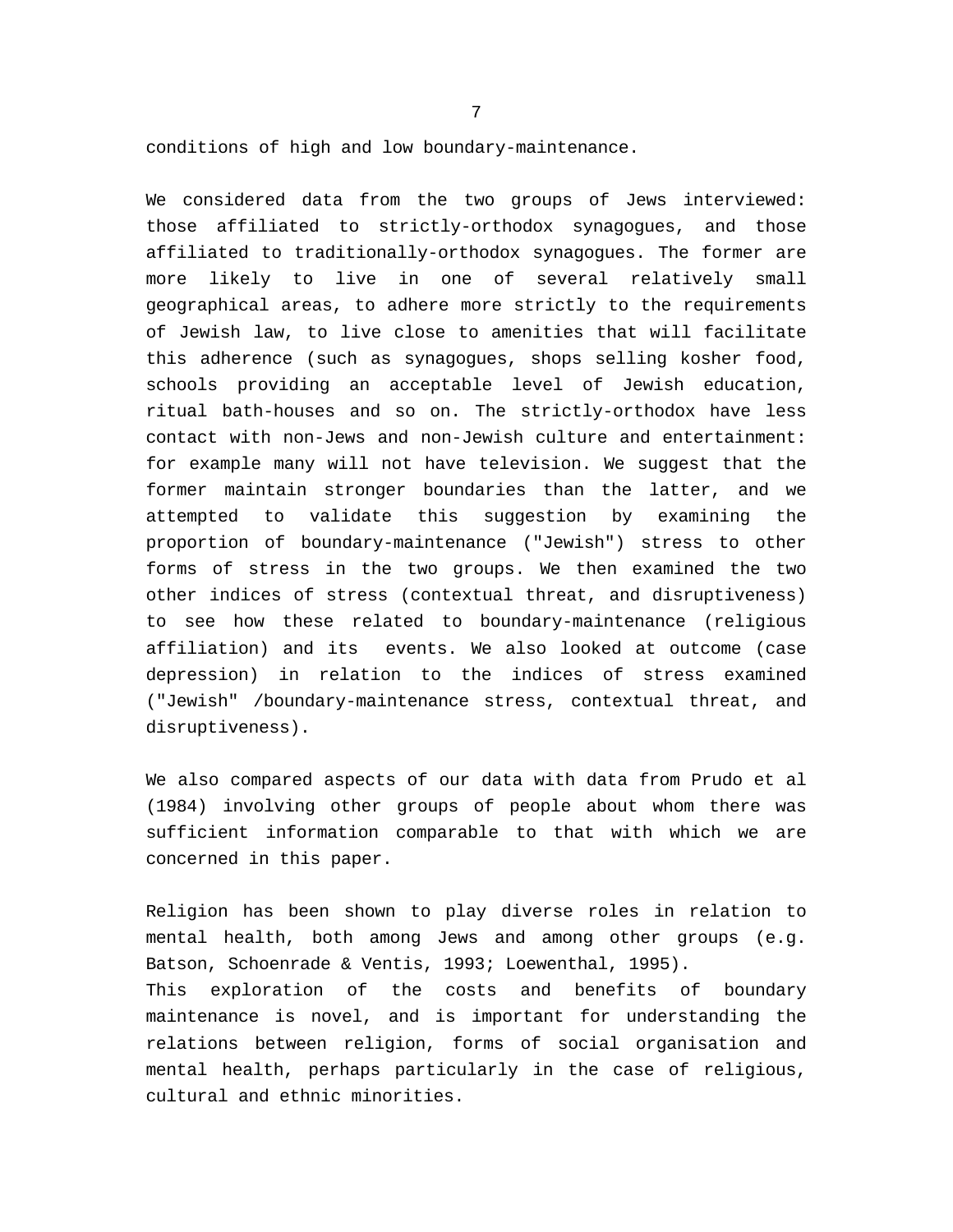conditions of high and low boundary-maintenance.

We considered data from the two groups of Jews interviewed: those affiliated to strictly-orthodox synagogues, and those affiliated to traditionally-orthodox synagogues. The former are more likely to live in one of several relatively small geographical areas, to adhere more strictly to the requirements of Jewish law, to live close to amenities that will facilitate this adherence (such as synagogues, shops selling kosher food, schools providing an acceptable level of Jewish education, ritual bath-houses and so on. The strictly-orthodox have less contact with non-Jews and non-Jewish culture and entertainment: for example many will not have television. We suggest that the former maintain stronger boundaries than the latter, and we attempted to validate this suggestion by examining the proportion of boundary-maintenance ("Jewish") stress to other forms of stress in the two groups. We then examined the two other indices of stress (contextual threat, and disruptiveness) to see how these related to boundary-maintenance (religious affiliation) and its events. We also looked at outcome (case depression) in relation to the indices of stress examined ("Jewish" /boundary-maintenance stress, contextual threat, and disruptiveness).

We also compared aspects of our data with data from Prudo et al (1984) involving other groups of people about whom there was sufficient information comparable to that with which we are concerned in this paper.

Religion has been shown to play diverse roles in relation to mental health, both among Jews and among other groups (e.g. Batson, Schoenrade & Ventis, 1993; Loewenthal, 1995).
This exploration of the costs and benefits of boundary maintenance is novel, and is important for understanding the relations between religion, forms of social organisation and mental health, perhaps particularly in the case of religious, cultural and ethnic minorities.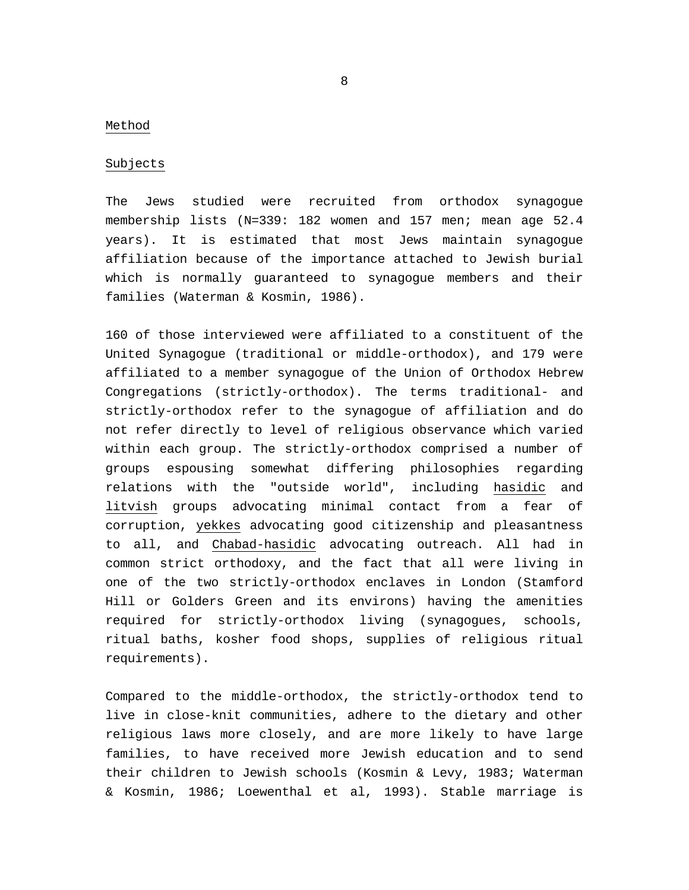## Method

### Subjects

The Jews studied were recruited from orthodox synagogue membership lists (N=339: 182 women and 157 men; mean age 52.4 years). It is estimated that most Jews maintain synagogue affiliation because of the importance attached to Jewish burial which is normally guaranteed to synagogue members and their families (Waterman & Kosmin, 1986).

160 of those interviewed were affiliated to a constituent of the United Synagogue (traditional or middle-orthodox), and 179 were affiliated to a member synagogue of the Union of Orthodox Hebrew Congregations (strictly-orthodox). The terms traditional- and strictly-orthodox refer to the synagogue of affiliation and do not refer directly to level of religious observance which varied within each group. The strictly-orthodox comprised a number of groups espousing somewhat differing philosophies regarding relations with the "outside world", including *hasidic* and *litvish* groups advocating minimal contact from a fear of corruption, *yekkes* advocating good citizenship and pleasantness to all, and *Chabad-hasidic* advocating outreach. All had in common strict orthodoxy, and the fact that all were living in one of the two strictly-orthodox enclaves in London (Stamford Hill or Golders Green and its environs) having the amenities required for strictly-orthodox living (synagogues, schools, ritual baths, kosher food shops, supplies of religious ritual requirements).

Compared to the middle-orthodox, the strictly-orthodox tend to live in close-knit communities, adhere to the dietary and other religious laws more closely, and are more likely to have large families, to have received more Jewish education and to send their children to Jewish schools (Kosmin & Levy, 1983; Waterman & Kosmin, 1986; Loewenthal et al, 1993). Stable marriage is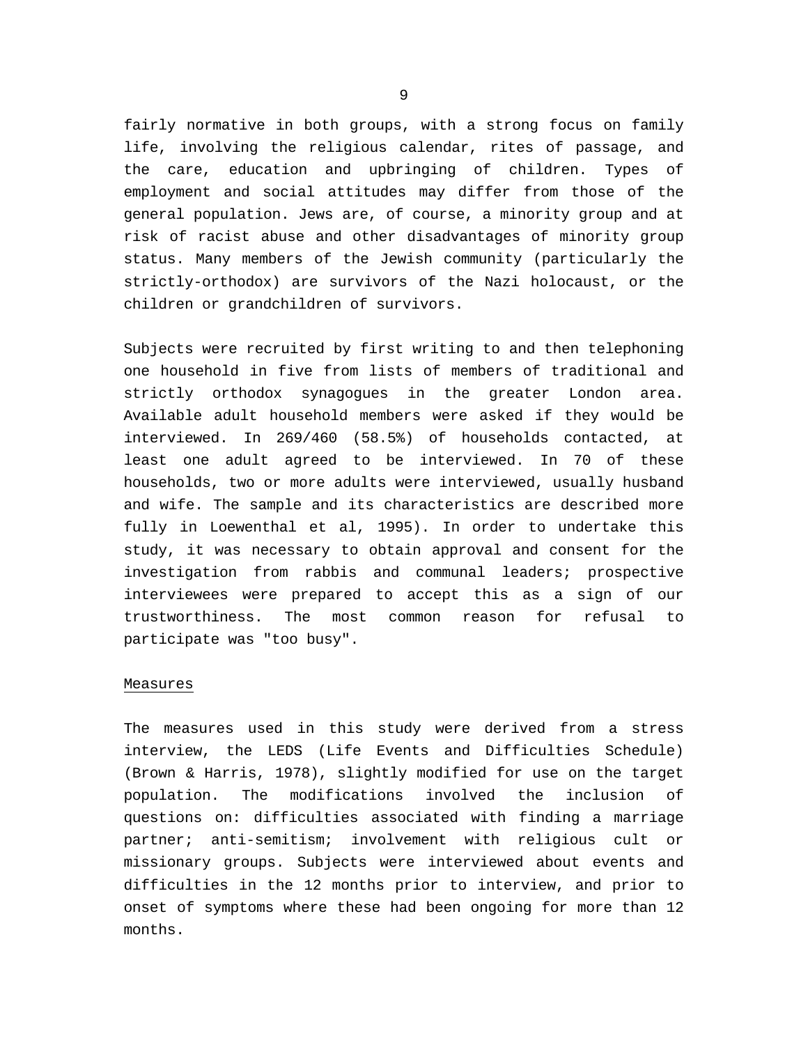fairly normative in both groups, with a strong focus on family life, involving the religious calendar, rites of passage, and the care, education and upbringing of children. Types of employment and social attitudes may differ from those of the general population. Jews are, of course, a minority group and at risk of racist abuse and other disadvantages of minority group status. Many members of the Jewish community (particularly the strictly-orthodox) are survivors of the Nazi holocaust, or the children or grandchildren of survivors.

Subjects were recruited by first writing to and then telephoning one household in five from lists of members of traditional and strictly orthodox synagogues in the greater London area. Available adult household members were asked if they would be interviewed. In 269/460 (58.5%) of households contacted, at least one adult agreed to be interviewed. In 70 of these households, two or more adults were interviewed, usually husband and wife. The sample and its characteristics are described more fully in Loewenthal et al, 1995). In order to undertake this study, it was necessary to obtain approval and consent for the investigation from rabbis and communal leaders; prospective interviewees were prepared to accept this as a sign of our trustworthiness. The most common reason for refusal to participate was "too busy".

<u>Measures</u>

The measures used in this study were derived from a stress interview, the LEDS (Life Events and Difficulties Schedule) (Brown & Harris, 1978), slightly modified for use on the target population. The modifications involved the inclusion of questions on: difficulties associated with finding a marriage partner; anti-semitism; involvement with religious cult or missionary groups. Subjects were interviewed about events and difficulties in the 12 months prior to interview, and prior to onset of symptoms where these had been ongoing for more than 12 months.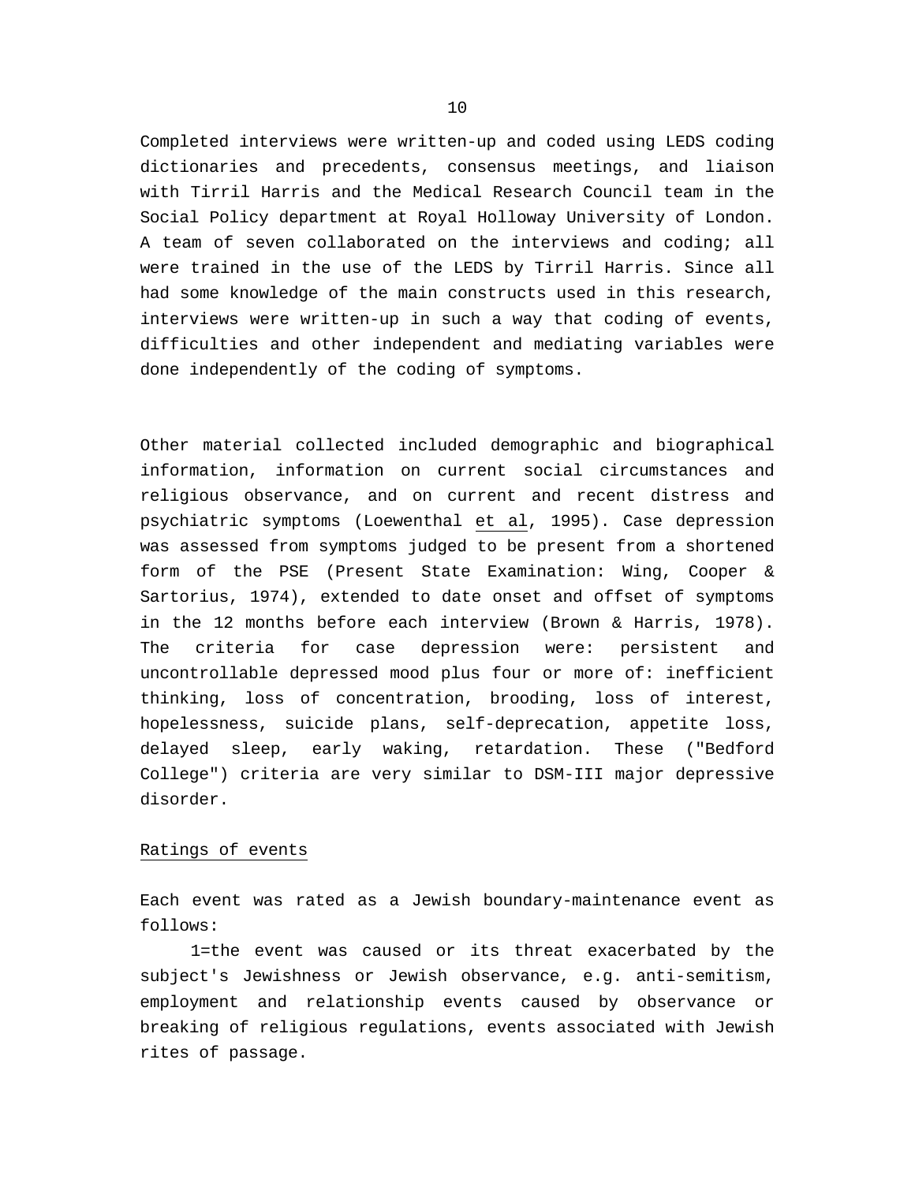Completed interviews were written-up and coded using LEDS coding dictionaries and precedents, consensus meetings, and liaison with Tirril Harris and the Medical Research Council team in the Social Policy department at Royal Holloway University of London. A team of seven collaborated on the interviews and coding; all were trained in the use of the LEDS by Tirril Harris. Since all had some knowledge of the main constructs used in this research, interviews were written-up in such a way that coding of events, difficulties and other independent and mediating variables were done independently of the coding of symptoms.

Other material collected included demographic and biographical information, information on current social circumstances and religious observance, and on current and recent distress and psychiatric symptoms (Loewenthal et al, 1995). Case depression was assessed from symptoms judged to be present from a shortened form of the PSE (Present State Examination: Wing, Cooper & Sartorius, 1974), extended to date onset and offset of symptoms in the 12 months before each interview (Brown & Harris, 1978). The criteria for case depression were: persistent and uncontrollable depressed mood plus four or more of: inefficient thinking, loss of concentration, brooding, loss of interest, hopelessness, suicide plans, self-deprecation, appetite loss, delayed sleep, early waking, retardation. These ("Bedford College") criteria are very similar to DSM-III major depressive disorder.

## Ratings of events

Each event was rated as a Jewish boundary-maintenance event as follows:

1=the event was caused or its threat exacerbated by the subject's Jewishness or Jewish observance, e.g. anti-semitism, employment and relationship events caused by observance or breaking of religious regulations, events associated with Jewish rites of passage.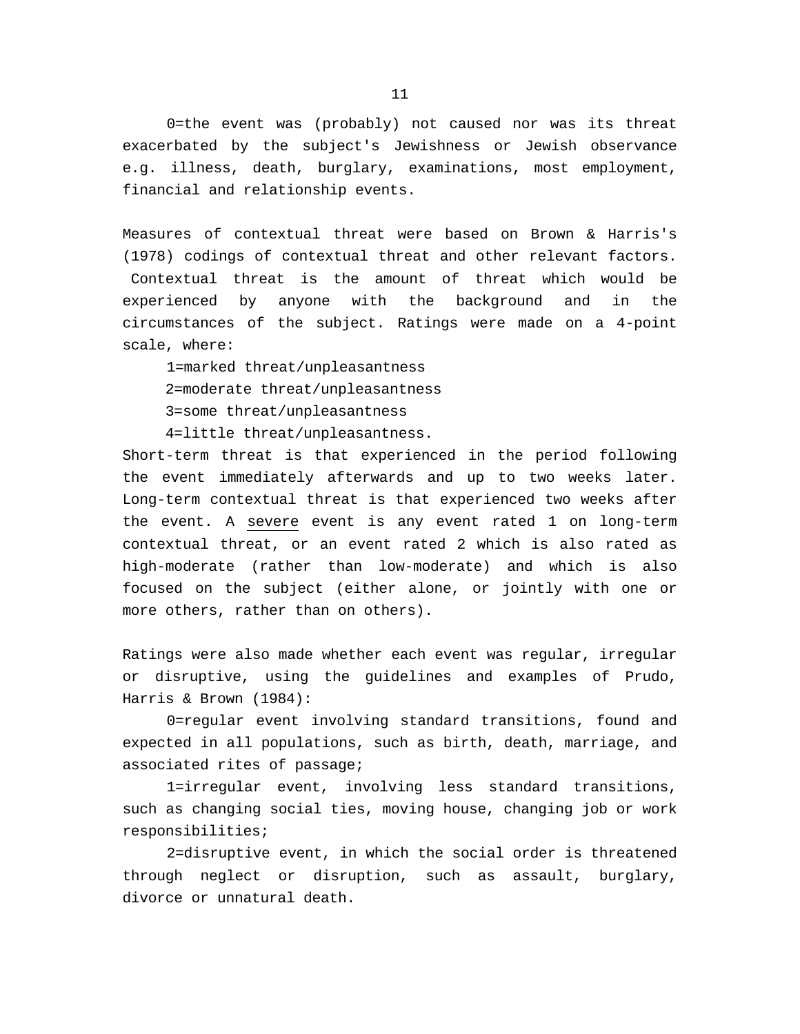0=the event was (probably) not caused nor was its threat exacerbated by the subject's Jewishness or Jewish observance e.g. illness, death, burglary, examinations, most employment, financial and relationship events.

Measures of contextual threat were based on Brown & Harris's (1978) codings of contextual threat and other relevant factors. Contextual threat is the amount of threat which would be experienced by anyone with the background and in the circumstances of the subject. Ratings were made on a 4-point scale, where:

1=marked threat/unpleasantness

2=moderate threat/unpleasantness

3=some threat/unpleasantness

4=little threat/unpleasantness.

Short-term threat is that experienced in the period following the event immediately afterwards and up to two weeks later. Long-term contextual threat is that experienced two weeks after the event. A <u>severe</u> event is any event rated 1 on long-term contextual threat, or an event rated 2 which is also rated as high-moderate (rather than low-moderate) and which is also focused on the subject (either alone, or jointly with one or more others, rather than on others).

Ratings were also made whether each event was regular, irregular or disruptive, using the guidelines and examples of Prudo, Harris & Brown (1984):

0=regular event involving standard transitions, found and expected in all populations, such as birth, death, marriage, and associated rites of passage;

1=irregular event, involving less standard transitions, such as changing social ties, moving house, changing job or work responsibilities;

2=disruptive event, in which the social order is threatened through neglect or disruption, such as assault, burglary, divorce or unnatural death.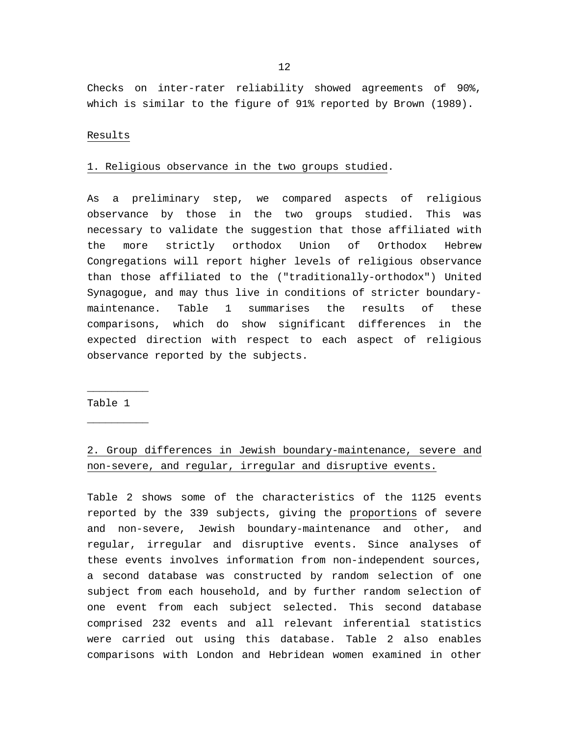Checks on inter-rater reliability showed agreements of 90%, which is similar to the figure of 91% reported by Brown (1989).

## Results

### 1. Religious observance in the two groups studied.

As a preliminary step, we compared aspects of religious observance by those in the two groups studied. This was necessary to validate the suggestion that those affiliated with the more strictly orthodox Union of Orthodox Hebrew Congregations will report higher levels of religious observance than those affiliated to the ("traditionally-orthodox") United Synagogue, and may thus live in conditions of stricter boundary-maintenance. Table 1 summarises the results of these comparisons, which do show significant differences in the expected direction with respect to each aspect of religious observance reported by the subjects.

---

Table 1

---

### 2. Group differences in Jewish boundary-maintenance, severe and non-severe, and regular, irregular and disruptive events.

Table 2 shows some of the characteristics of the 1125 events reported by the 339 subjects, giving the proportions of severe and non-severe, Jewish boundary-maintenance and other, and regular, irregular and disruptive events. Since analyses of these events involves information from non-independent sources, a second database was constructed by random selection of one subject from each household, and by further random selection of one event from each subject selected. This second database comprised 232 events and all relevant inferential statistics were carried out using this database. Table 2 also enables comparisons with London and Hebridean women examined in other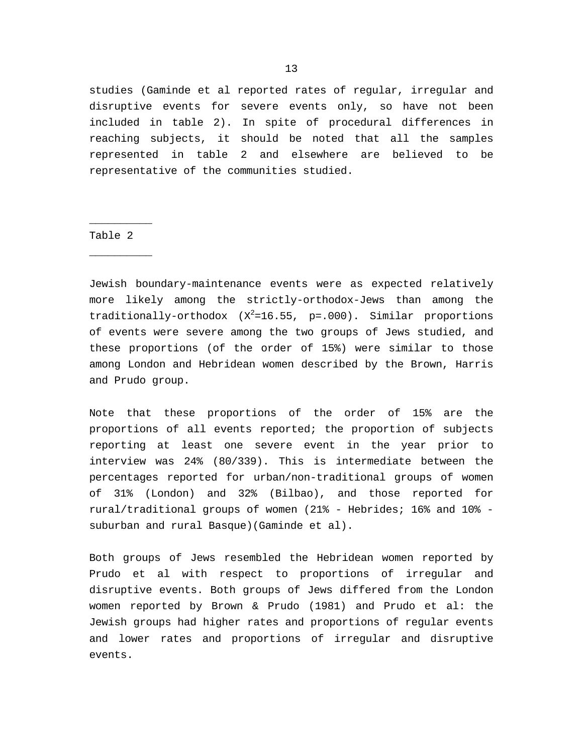studies (Gaminde et al reported rates of regular, irregular and disruptive events for severe events only, so have not been included in table 2). In spite of procedural differences in reaching subjects, it should be noted that all the samples represented in table 2 and elsewhere are believed to be representative of the communities studied.

__________

Table 2

__________

Jewish boundary-maintenance events were as expected relatively more likely among the strictly-orthodox-Jews than among the traditionally-orthodox ($X^2$=16.55, p=.000). Similar proportions of events were severe among the two groups of Jews studied, and these proportions (of the order of 15%) were similar to those among London and Hebridean women described by the Brown, Harris and Prudo group.

Note that these proportions of the order of 15% are the proportions of all events reported; the proportion of subjects reporting at least one severe event in the year prior to interview was 24% (80/339). This is intermediate between the percentages reported for urban/non-traditional groups of women of 31% (London) and 32% (Bilbao), and those reported for rural/traditional groups of women (21% - Hebrides; 16% and 10% - suburban and rural Basque)(Gaminde et al).

Both groups of Jews resembled the Hebridean women reported by Prudo et al with respect to proportions of irregular and disruptive events. Both groups of Jews differed from the London women reported by Brown & Prudo (1981) and Prudo et al: the Jewish groups had higher rates and proportions of regular events and lower rates and proportions of irregular and disruptive events.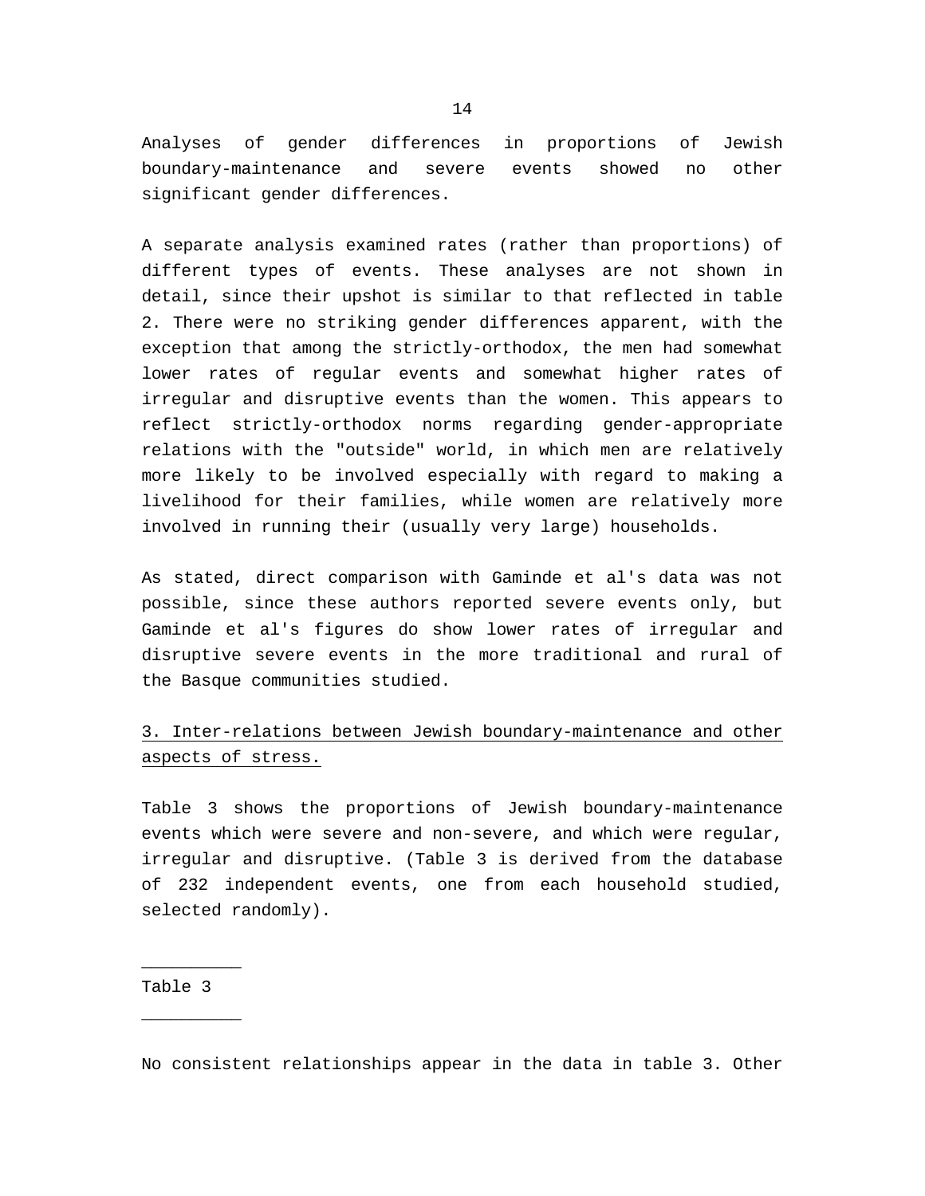Analyses of gender differences in proportions of Jewish boundary-maintenance and severe events showed no other significant gender differences.

A separate analysis examined rates (rather than proportions) of different types of events. These analyses are not shown in detail, since their upshot is similar to that reflected in table 2. There were no striking gender differences apparent, with the exception that among the strictly-orthodox, the men had somewhat lower rates of regular events and somewhat higher rates of irregular and disruptive events than the women. This appears to reflect strictly-orthodox norms regarding gender-appropriate relations with the "outside" world, in which men are relatively more likely to be involved especially with regard to making a livelihood for their families, while women are relatively more involved in running their (usually very large) households.

As stated, direct comparison with Gaminde et al's data was not possible, since these authors reported severe events only, but Gaminde et al's figures do show lower rates of irregular and disruptive severe events in the more traditional and rural of the Basque communities studied.

### 3. Inter-relations between Jewish boundary-maintenance and other aspects of stress.

Table 3 shows the proportions of Jewish boundary-maintenance events which were severe and non-severe, and which were regular, irregular and disruptive. (Table 3 is derived from the database of 232 independent events, one from each household studied, selected randomly).

__________

Table 3

__________

No consistent relationships appear in the data in table 3. Other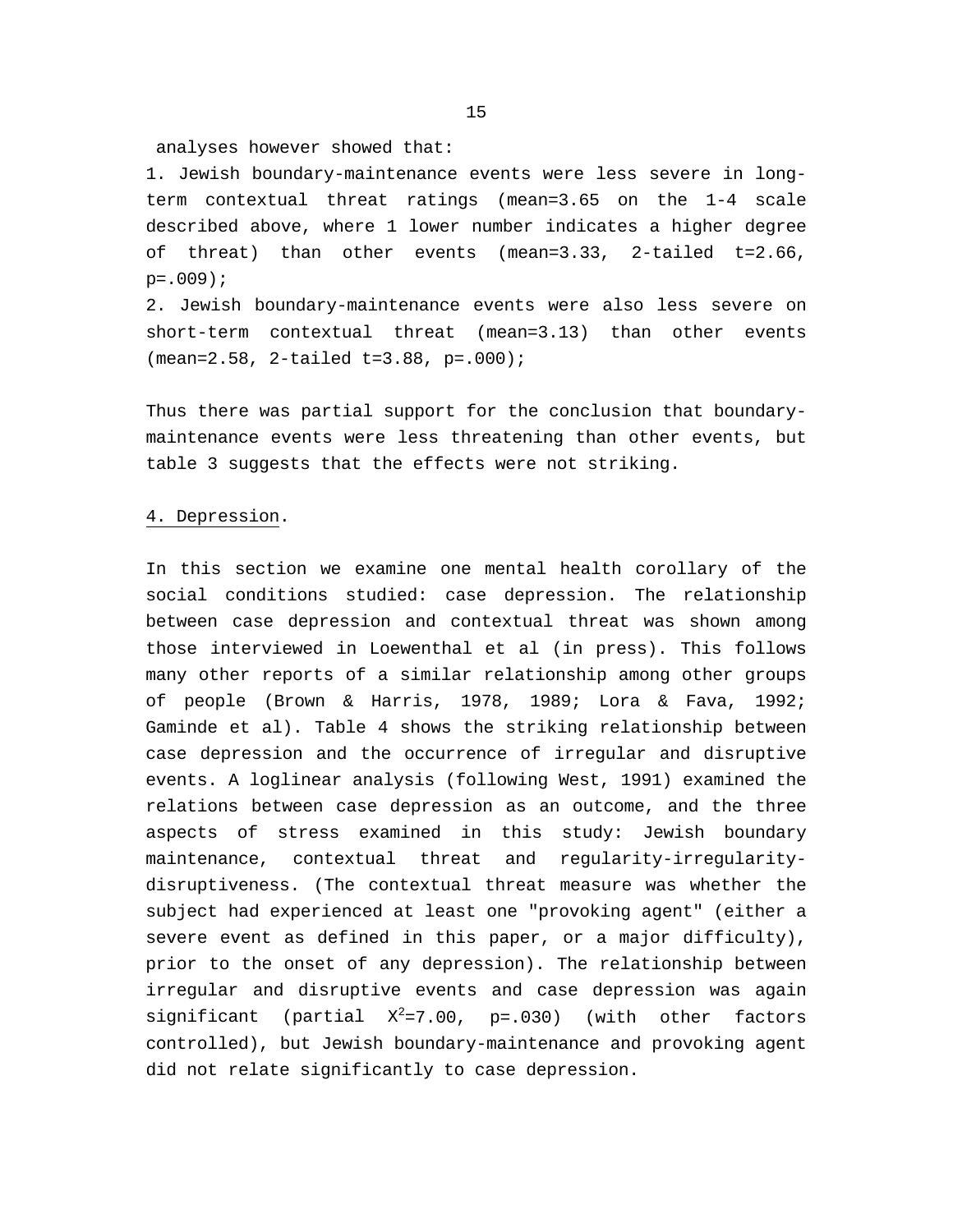analyses however showed that:

1. Jewish boundary-maintenance events were less severe in long-term contextual threat ratings (mean=3.65 on the 1-4 scale described above, where 1 lower number indicates a higher degree of threat) than other events (mean=3.33, 2-tailed t=2.66, p=.009);
2. Jewish boundary-maintenance events were also less severe on short-term contextual threat (mean=3.13) than other events (mean=2.58, 2-tailed t=3.88, p=.000);

Thus there was partial support for the conclusion that boundary-maintenance events were less threatening than other events, but table 3 suggests that the effects were not striking.

## 4. Depression.

In this section we examine one mental health corollary of the social conditions studied: case depression. The relationship between case depression and contextual threat was shown among those interviewed in Loewenthal et al (in press). This follows many other reports of a similar relationship among other groups of people (Brown & Harris, 1978, 1989; Lora & Fava, 1992; Gaminde et al). Table 4 shows the striking relationship between case depression and the occurrence of irregular and disruptive events. A loglinear analysis (following West, 1991) examined the relations between case depression as an outcome, and the three aspects of stress examined in this study: Jewish boundary maintenance, contextual threat and regularity-irregularity-disruptiveness. (The contextual threat measure was whether the subject had experienced at least one "provoking agent" (either a severe event as defined in this paper, or a major difficulty), prior to the onset of any depression). The relationship between irregular and disruptive events and case depression was again significant (partial $X^2$=7.00, p=.030) (with other factors controlled), but Jewish boundary-maintenance and provoking agent did not relate significantly to case depression.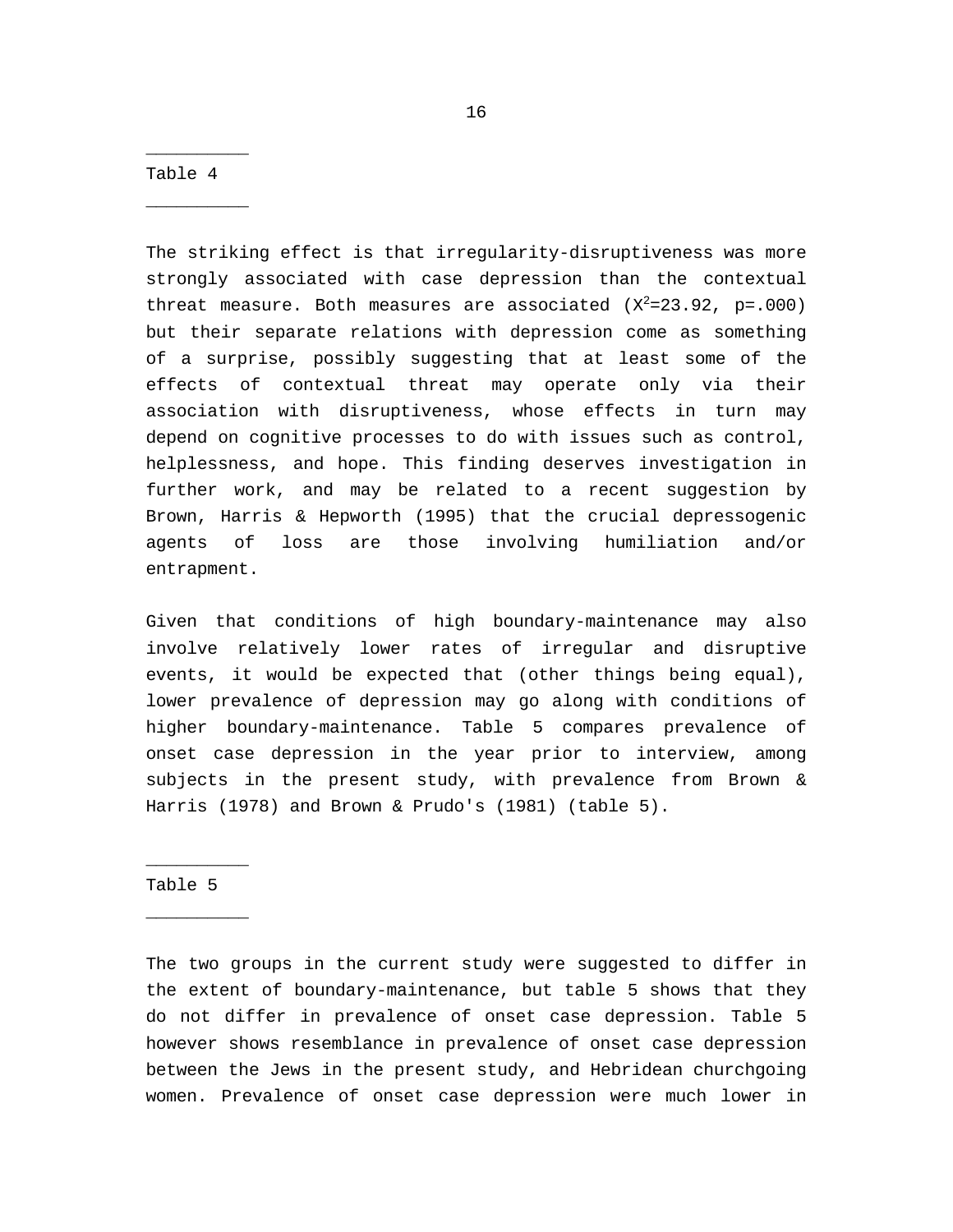__________

Table 4

__________

The striking effect is that irregularity-disruptiveness was more strongly associated with case depression than the contextual threat measure. Both measures are associated ($X^2$=23.92, p=.000) but their separate relations with depression come as something of a surprise, possibly suggesting that at least some of the effects of contextual threat may operate only via their association with disruptiveness, whose effects in turn may depend on cognitive processes to do with issues such as control, helplessness, and hope. This finding deserves investigation in further work, and may be related to a recent suggestion by Brown, Harris & Hepworth (1995) that the crucial depressogenic agents of loss are those involving humiliation and/or entrapment.

Given that conditions of high boundary-maintenance may also involve relatively lower rates of irregular and disruptive events, it would be expected that (other things being equal), lower prevalence of depression may go along with conditions of higher boundary-maintenance. Table 5 compares prevalence of onset case depression in the year prior to interview, among subjects in the present study, with prevalence from Brown & Harris (1978) and Brown & Prudo's (1981) (table 5).

__________

Table 5

__________

The two groups in the current study were suggested to differ in the extent of boundary-maintenance, but table 5 shows that they do not differ in prevalence of onset case depression. Table 5 however shows resemblance in prevalence of onset case depression between the Jews in the present study, and Hebridean churchgoing women. Prevalence of onset case depression were much lower in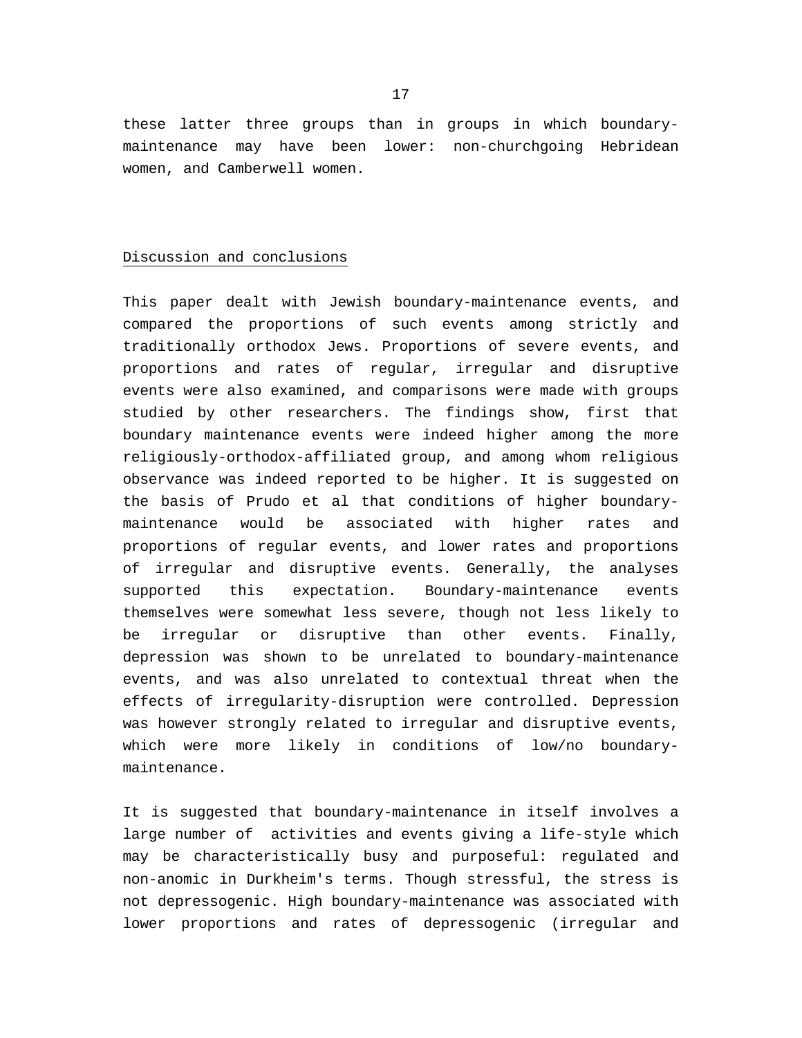these latter three groups than in groups in which boundary-maintenance may have been lower: non-churchgoing Hebridean women, and Camberwell women.

## Discussion and conclusions

This paper dealt with Jewish boundary-maintenance events, and compared the proportions of such events among strictly and traditionally orthodox Jews. Proportions of severe events, and proportions and rates of regular, irregular and disruptive events were also examined, and comparisons were made with groups studied by other researchers. The findings show, first that boundary maintenance events were indeed higher among the more religiously-orthodox-affiliated group, and among whom religious observance was indeed reported to be higher. It is suggested on the basis of Prudo et al that conditions of higher boundary-maintenance would be associated with higher rates and proportions of regular events, and lower rates and proportions of irregular and disruptive events. Generally, the analyses supported this expectation. Boundary-maintenance events themselves were somewhat less severe, though not less likely to be irregular or disruptive than other events. Finally, depression was shown to be unrelated to boundary-maintenance events, and was also unrelated to contextual threat when the effects of irregularity-disruption were controlled. Depression was however strongly related to irregular and disruptive events, which were more likely in conditions of low/no boundary-maintenance.

It is suggested that boundary-maintenance in itself involves a large number of activities and events giving a life-style which may be characteristically busy and purposeful: regulated and non-anomic in Durkheim's terms. Though stressful, the stress is not depressogenic. High boundary-maintenance was associated with lower proportions and rates of depressogenic (irregular and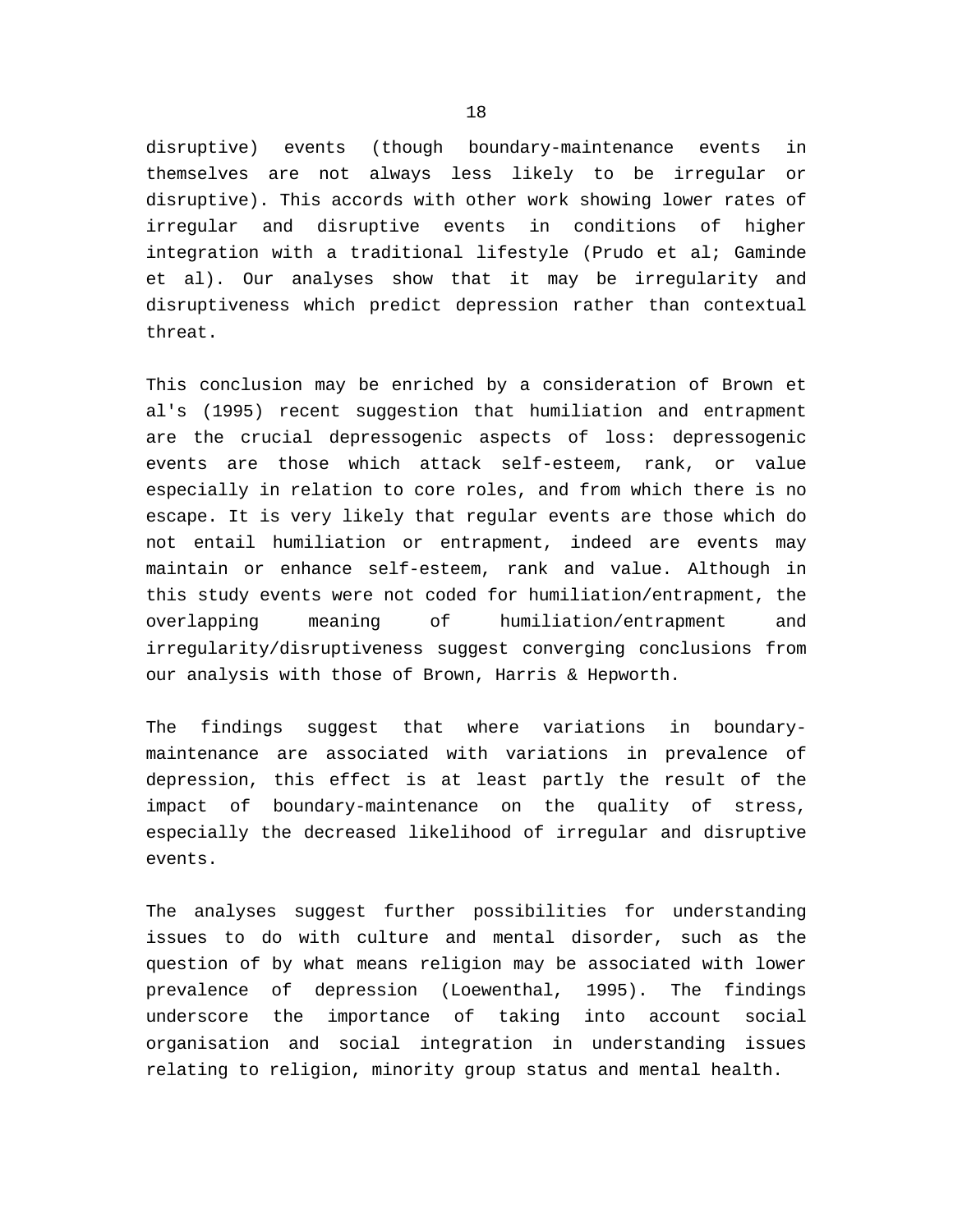disruptive) events (though boundary-maintenance events in themselves are not always less likely to be irregular or disruptive). This accords with other work showing lower rates of irregular and disruptive events in conditions of higher integration with a traditional lifestyle (Prudo et al; Gaminde et al). Our analyses show that it may be irregularity and disruptiveness which predict depression rather than contextual threat.

This conclusion may be enriched by a consideration of Brown et al's (1995) recent suggestion that humiliation and entrapment are the crucial depressogenic aspects of loss: depressogenic events are those which attack self-esteem, rank, or value especially in relation to core roles, and from which there is no escape. It is very likely that regular events are those which do not entail humiliation or entrapment, indeed are events may maintain or enhance self-esteem, rank and value. Although in this study events were not coded for humiliation/entrapment, the overlapping meaning of humiliation/entrapment and irregularity/disruptiveness suggest converging conclusions from our analysis with those of Brown, Harris & Hepworth.

The findings suggest that where variations in boundary-maintenance are associated with variations in prevalence of depression, this effect is at least partly the result of the impact of boundary-maintenance on the quality of stress, especially the decreased likelihood of irregular and disruptive events.

The analyses suggest further possibilities for understanding issues to do with culture and mental disorder, such as the question of by what means religion may be associated with lower prevalence of depression (Loewenthal, 1995). The findings underscore the importance of taking into account social organisation and social integration in understanding issues relating to religion, minority group status and mental health.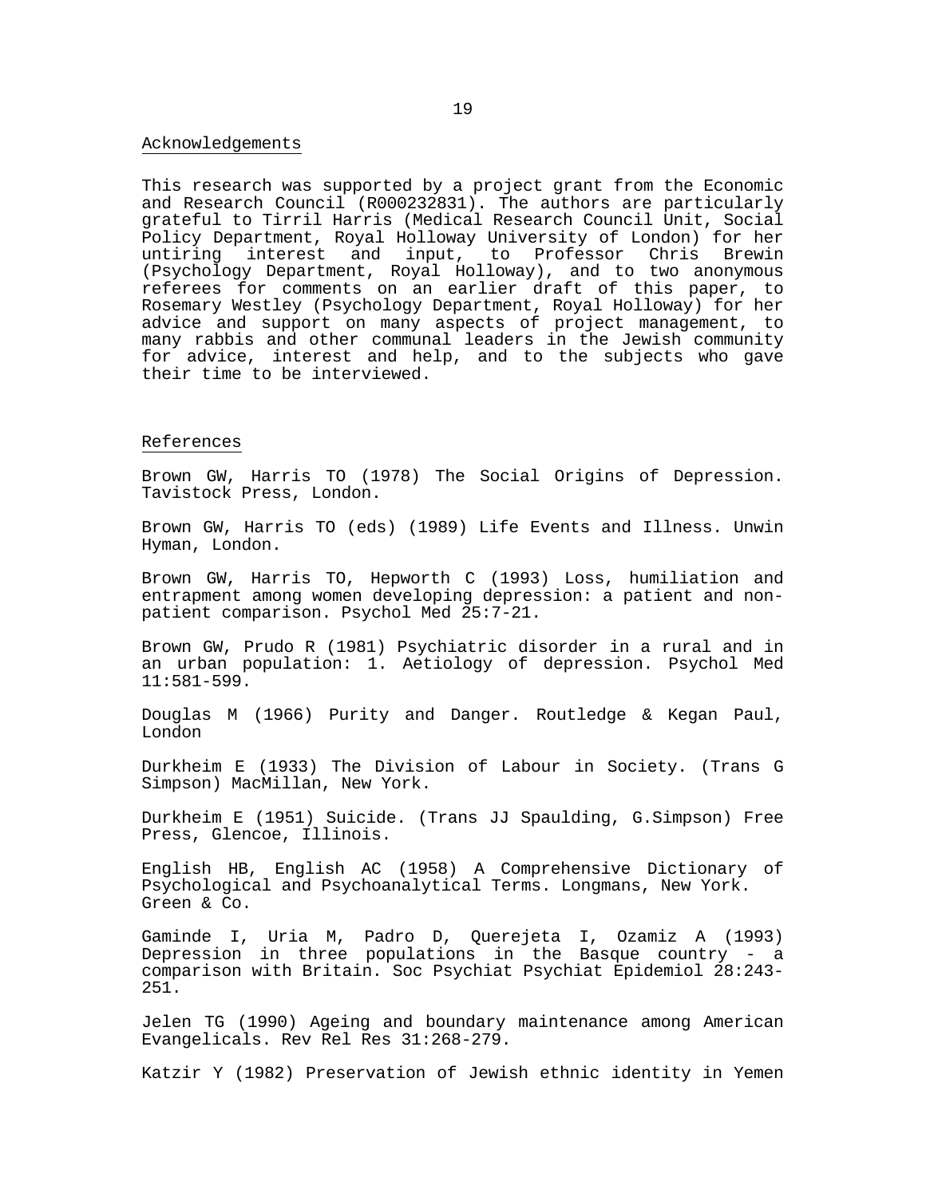## Acknowledgements

This research was supported by a project grant from the Economic and Research Council (R000232831). The authors are particularly grateful to Tirril Harris (Medical Research Council Unit, Social Policy Department, Royal Holloway University of London) for her untiring interest and input, to Professor Chris Brewin (Psychology Department, Royal Holloway), and to two anonymous referees for comments on an earlier draft of this paper, to Rosemary Westley (Psychology Department, Royal Holloway) for her advice and support on many aspects of project management, to many rabbis and other communal leaders in the Jewish community for advice, interest and help, and to the subjects who gave their time to be interviewed.

## References

Brown GW, Harris TO (1978) The Social Origins of Depression. Tavistock Press, London.

Brown GW, Harris TO (eds) (1989) Life Events and Illness. Unwin Hyman, London.

Brown GW, Harris TO, Hepworth C (1993) Loss, humiliation and entrapment among women developing depression: a patient and non-patient comparison. Psychol Med 25:7-21.

Brown GW, Prudo R (1981) Psychiatric disorder in a rural and in an urban population: 1. Aetiology of depression. Psychol Med 11:581-599.

Douglas M (1966) Purity and Danger. Routledge & Kegan Paul, London

Durkheim E (1933) The Division of Labour in Society. (Trans G Simpson) MacMillan, New York.

Durkheim E (1951) Suicide. (Trans JJ Spaulding, G.Simpson) Free Press, Glencoe, Illinois.

English HB, English AC (1958) A Comprehensive Dictionary of Psychological and Psychoanalytical Terms. Longmans, New York. Green & Co.

Gaminde I, Uria M, Padro D, Querejeta I, Ozamiz A (1993) Depression in three populations in the Basque country - a comparison with Britain. Soc Psychiat Psychiat Epidemiol 28:243-251.

Jelen TG (1990) Ageing and boundary maintenance among American Evangelicals. Rev Rel Res 31:268-279.

Katzir Y (1982) Preservation of Jewish ethnic identity in Yemen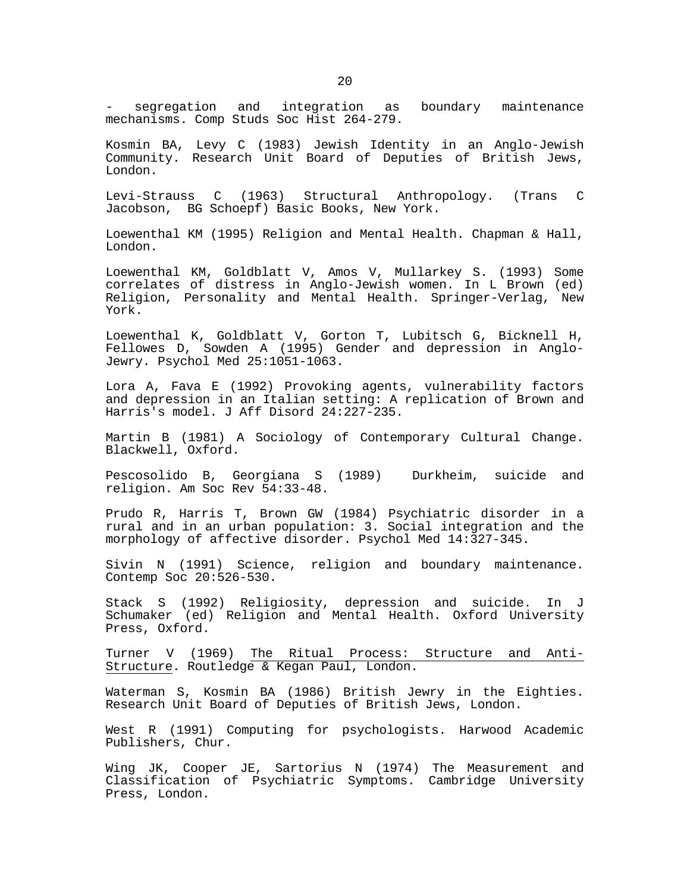- segregation and integration as boundary maintenance mechanisms. Comp Studs Soc Hist 264-279.

Kosmin BA, Levy C (1983) Jewish Identity in an Anglo-Jewish Community. Research Unit Board of Deputies of British Jews, London.

Levi-Strauss C (1963) Structural Anthropology. (Trans C Jacobson, BG Schoepf) Basic Books, New York.

Loewenthal KM (1995) Religion and Mental Health. Chapman & Hall, London.

Loewenthal KM, Goldblatt V, Amos V, Mullarkey S. (1993) Some correlates of distress in Anglo-Jewish women. In L Brown (ed) Religion, Personality and Mental Health. Springer-Verlag, New York.

Loewenthal K, Goldblatt V, Gorton T, Lubitsch G, Bicknell H, Fellowes D, Sowden A (1995) Gender and depression in Anglo-Jewry. Psychol Med 25:1051-1063.

Lora A, Fava E (1992) Provoking agents, vulnerability factors and depression in an Italian setting: A replication of Brown and Harris's model. J Aff Disord 24:227-235.

Martin B (1981) A Sociology of Contemporary Cultural Change. Blackwell, Oxford.

Pescosolido B, Georgiana S (1989) Durkheim, suicide and religion. Am Soc Rev 54:33-48.

Prudo R, Harris T, Brown GW (1984) Psychiatric disorder in a rural and in an urban population: 3. Social integration and the morphology of affective disorder. Psychol Med 14:327-345.

Sivin N (1991) Science, religion and boundary maintenance. Contemp Soc 20:526-530.

Stack S (1992) Religiosity, depression and suicide. In J Schumaker (ed) Religion and Mental Health. Oxford University Press, Oxford.

Turner V (1969) The Ritual Process: Structure and Anti-Structure. Routledge & Kegan Paul, London.

Waterman S, Kosmin BA (1986) British Jewry in the Eighties. Research Unit Board of Deputies of British Jews, London.

West R (1991) Computing for psychologists. Harwood Academic Publishers, Chur.

Wing JK, Cooper JE, Sartorius N (1974) The Measurement and Classification of Psychiatric Symptoms. Cambridge University Press, London.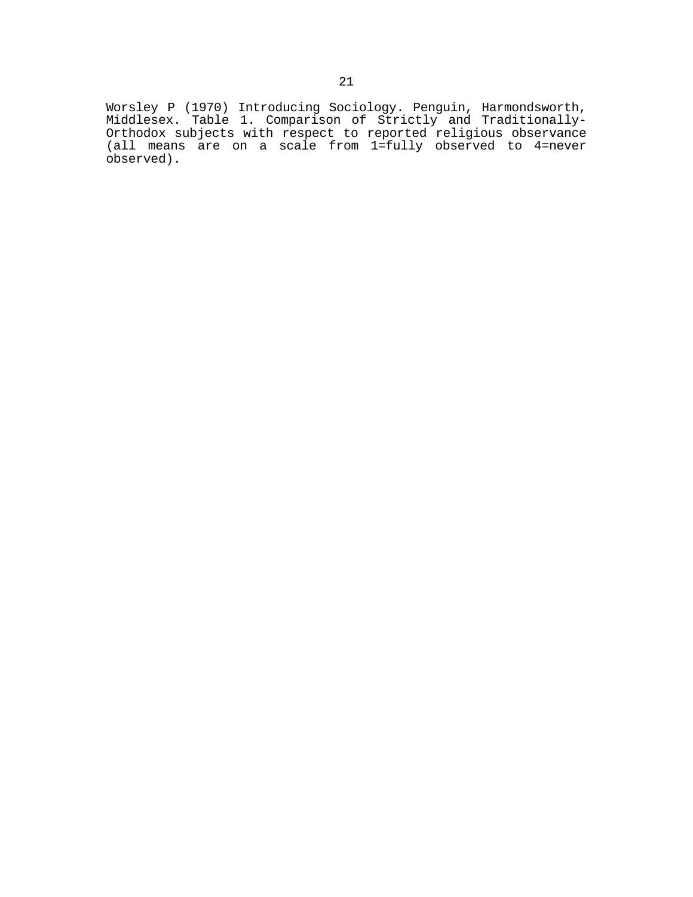Worsley P (1970) Introducing Sociology. Penguin, Harmondsworth, Middlesex. Table 1. Comparison of Strictly and Traditionally-Orthodox subjects with respect to reported religious observance (all means are on a scale from 1=fully observed to 4=never observed).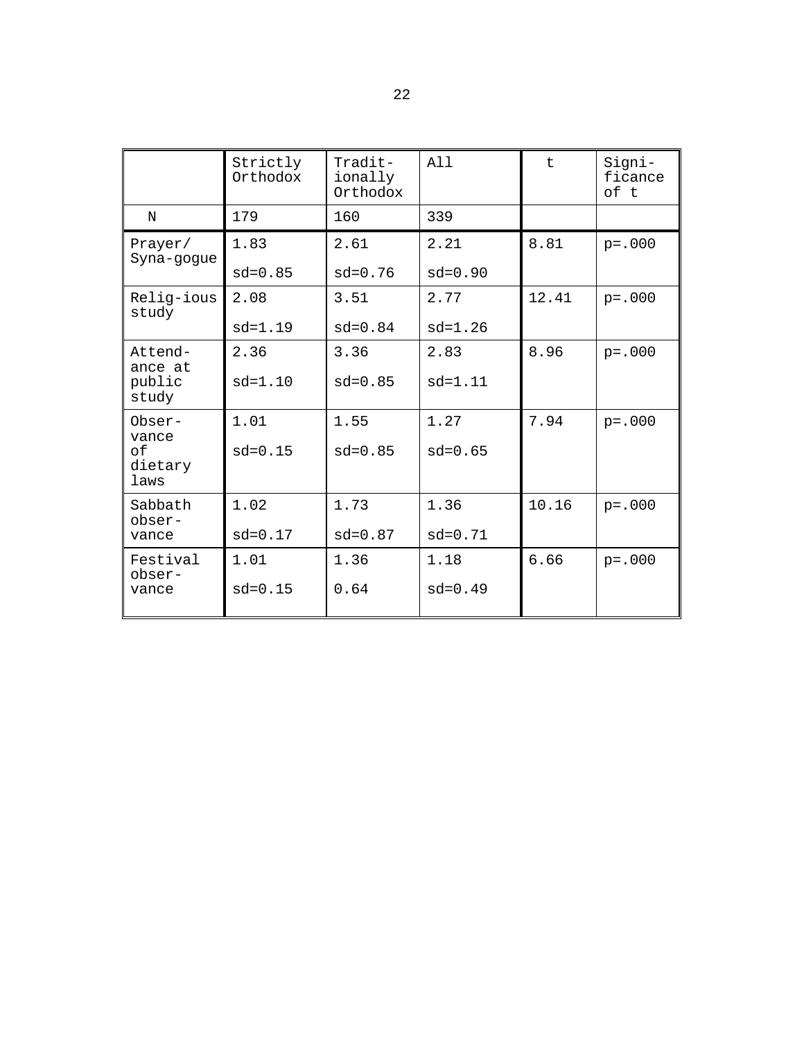| | Strictly Orthodox | Tradit-ionally Orthodox | All | t | Signi-ficance of t |
|---|---|---|---|---|---|
| N | 179 | 160 | 339 | | |
| Prayer/ Syna-gogue | 1.83 sd=0.85 | 2.61 sd=0.76 | 2.21 sd=0.90 | 8.81 | p=.000 |
| Relig-ious study | 2.08 sd=1.19 | 3.51 sd=0.84 | 2.77 sd=1.26 | 12.41 | p=.000 |
| Attend-ance at public study | 2.36 sd=1.10 | 3.36 sd=0.85 | 2.83 sd=1.11 | 8.96 | p=.000 |
| Obser-vance of dietary laws | 1.01 sd=0.15 | 1.55 sd=0.85 | 1.27 sd=0.65 | 7.94 | p=.000 |
| Sabbath obser-vance | 1.02 sd=0.17 | 1.73 sd=0.87 | 1.36 sd=0.71 | 10.16 | p=.000 |
| Festival obser-vance | 1.01 sd=0.15 | 1.36 0.64 | 1.18 sd=0.49 | 6.66 | p=.000 |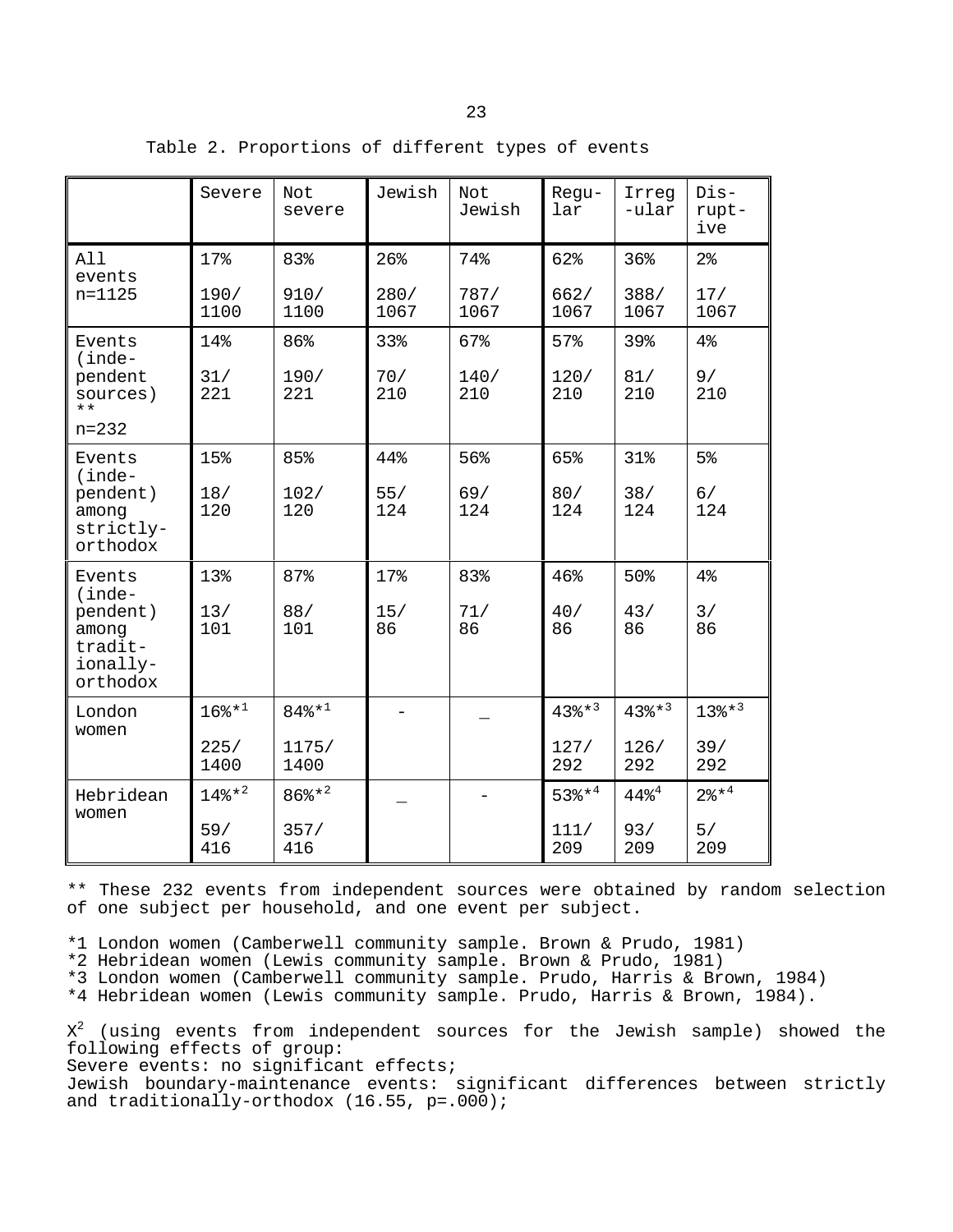Table 2. Proportions of different types of events

| | Severe | Not severe | Jewish | Not Jewish | Regular | Irregular | Disruptive |
|---|---|---|---|---|---|---|---|
| All events n=1125 | 17% 190/ 1100 | 83% 910/ 1100 | 26% 280/ 1067 | 74% 787/ 1067 | 62% 662/ 1067 | 36% 388/ 1067 | 2% 17/ 1067 |
| Events (independent sources) ** n=232 | 14% 31/ 221 | 86% 190/ 221 | 33% 70/ 210 | 67% 140/ 210 | 57% 120/ 210 | 39% 81/ 210 | 4% 9/ 210 |
| Events (independent) among strictly-orthodox | 15% 18/ 120 | 85% 102/ 120 | 44% 55/ 124 | 56% 69/ 124 | 65% 80/ 124 | 31% 38/ 124 | 5% 6/ 124 |
| Events (independent) among traditionally-orthodox | 13% 13/ 101 | 87% 88/ 101 | 17% 15/ 86 | 83% 71/ 86 | 46% 40/ 86 | 50% 43/ 86 | 4% 3/ 86 |
| London women | 16%*1 225/ 1400 | 84%*1 1175/ 1400 | - | _ | 43%*3 127/ 292 | 43%*3 126/ 292 | 13%*3 39/ 292 |
| Hebridean women | 14%*2 59/ 416 | 86%*2 357/ 416 | _ | - | 53%*4 111/ 209 | 44%4 93/ 209 | 2%*4 5/ 209 |

** These 232 events from independent sources were obtained by random selection of one subject per household, and one event per subject.

*1 London women (Camberwell community sample. Brown & Prudo, 1981)
*2 Hebridean women (Lewis community sample. Brown & Prudo, 1981)
*3 London women (Camberwell community sample. Prudo, Harris & Brown, 1984)
*4 Hebridean women (Lewis community sample. Prudo, Harris & Brown, 1984).

$X^2$ (using events from independent sources for the Jewish sample) showed the following effects of group:
Severe events: no significant effects;
Jewish boundary-maintenance events: significant differences between strictly and traditionally-orthodox (16.55, p=.000);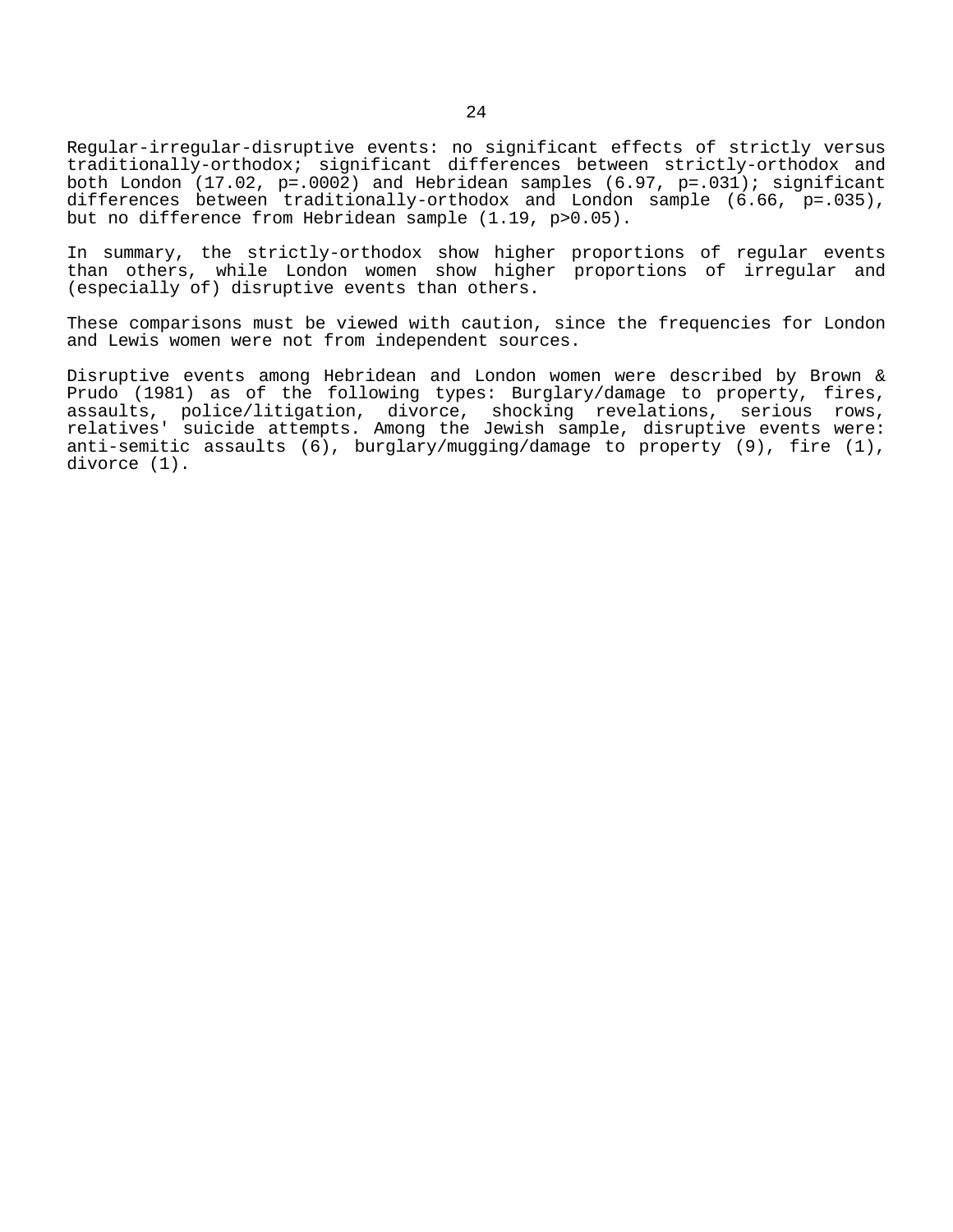Regular-irregular-disruptive events: no significant effects of strictly versus traditionally-orthodox; significant differences between strictly-orthodox and both London (17.02, $p=.0002$) and Hebridean samples (6.97, $p=.031$); significant differences between traditionally-orthodox and London sample (6.66, $p=.035$), but no difference from Hebridean sample (1.19, $p>0.05$).

In summary, the strictly-orthodox show higher proportions of regular events than others, while London women show higher proportions of irregular and (especially of) disruptive events than others.

These comparisons must be viewed with caution, since the frequencies for London and Lewis women were not from independent sources.

Disruptive events among Hebridean and London women were described by Brown & Prudo (1981) as of the following types: Burglary/damage to property, fires, assaults, police/litigation, divorce, shocking revelations, serious rows, relatives' suicide attempts. Among the Jewish sample, disruptive events were: anti-semitic assaults (6), burglary/mugging/damage to property (9), fire (1), divorce (1).